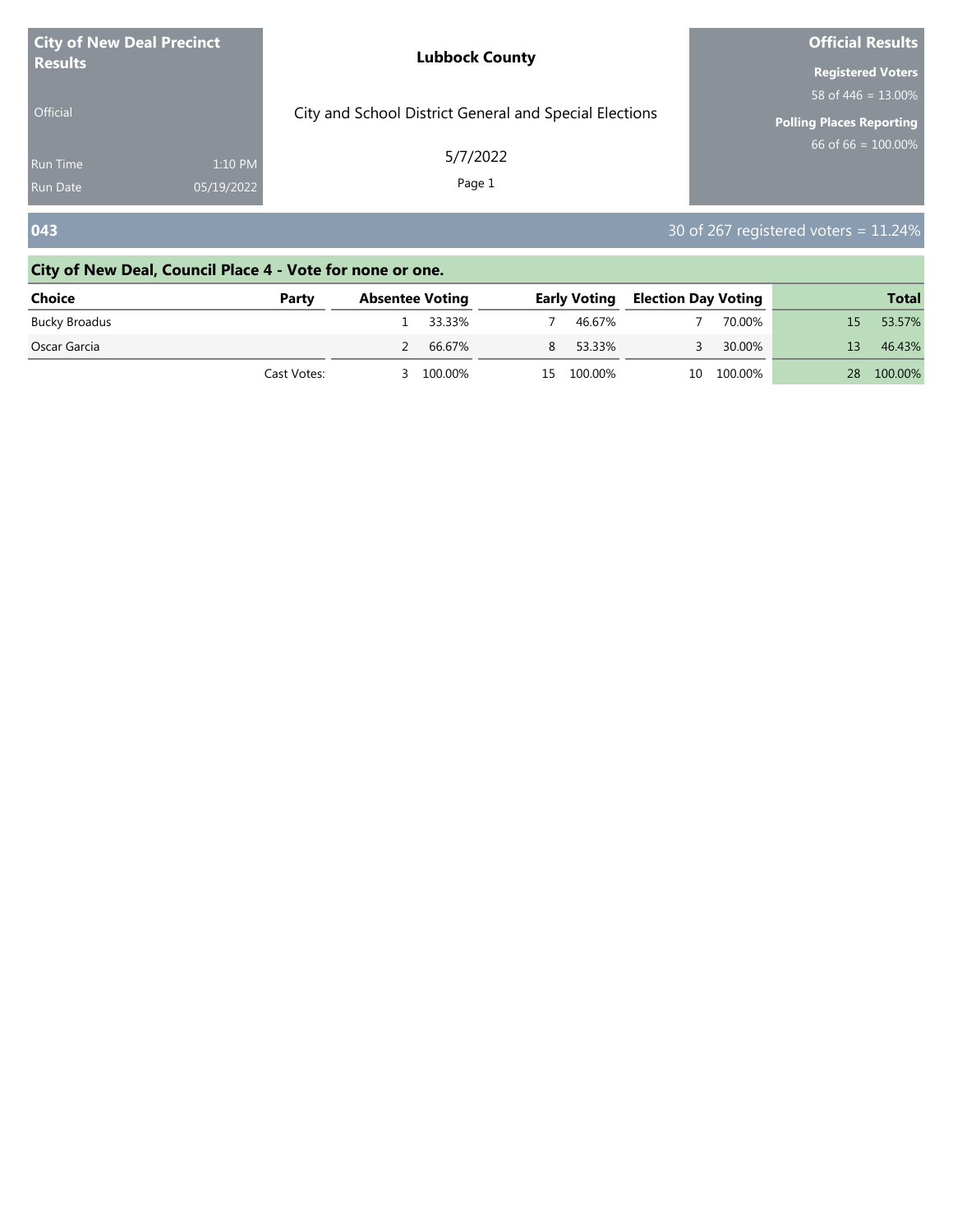**City of New Deal Precinct Results**

Official

Run Time 1:10 PM

Run Date 05/19/2022

**Lubbock County**

City and School District General and Special Elections

5/7/2022

**Official Results**

**Registered Voters**

58 of 446 = 13.00%

**Polling Places Reporting**

66 of 66 = 100.00%

## 043

30 of 267 registered voters = 11.24%

### City of New Deal, Council Place 4 - Vote for none or one.

| Choice | Party | Absentee Voting | | Early Voting | | Election Day Voting | | Total | |
|---|---|---|---|---|---|---|---|---|---|
| Bucky Broadus | | 1 | 33.33% | 7 | 46.67% | 7 | 70.00% | 15 | 53.57% |
| Oscar Garcia | | 2 | 66.67% | 8 | 53.33% | 3 | 30.00% | 13 | 46.43% |
| | Cast Votes: | 3 | 100.00% | 15 | 100.00% | 10 | 100.00% | 28 | 100.00% |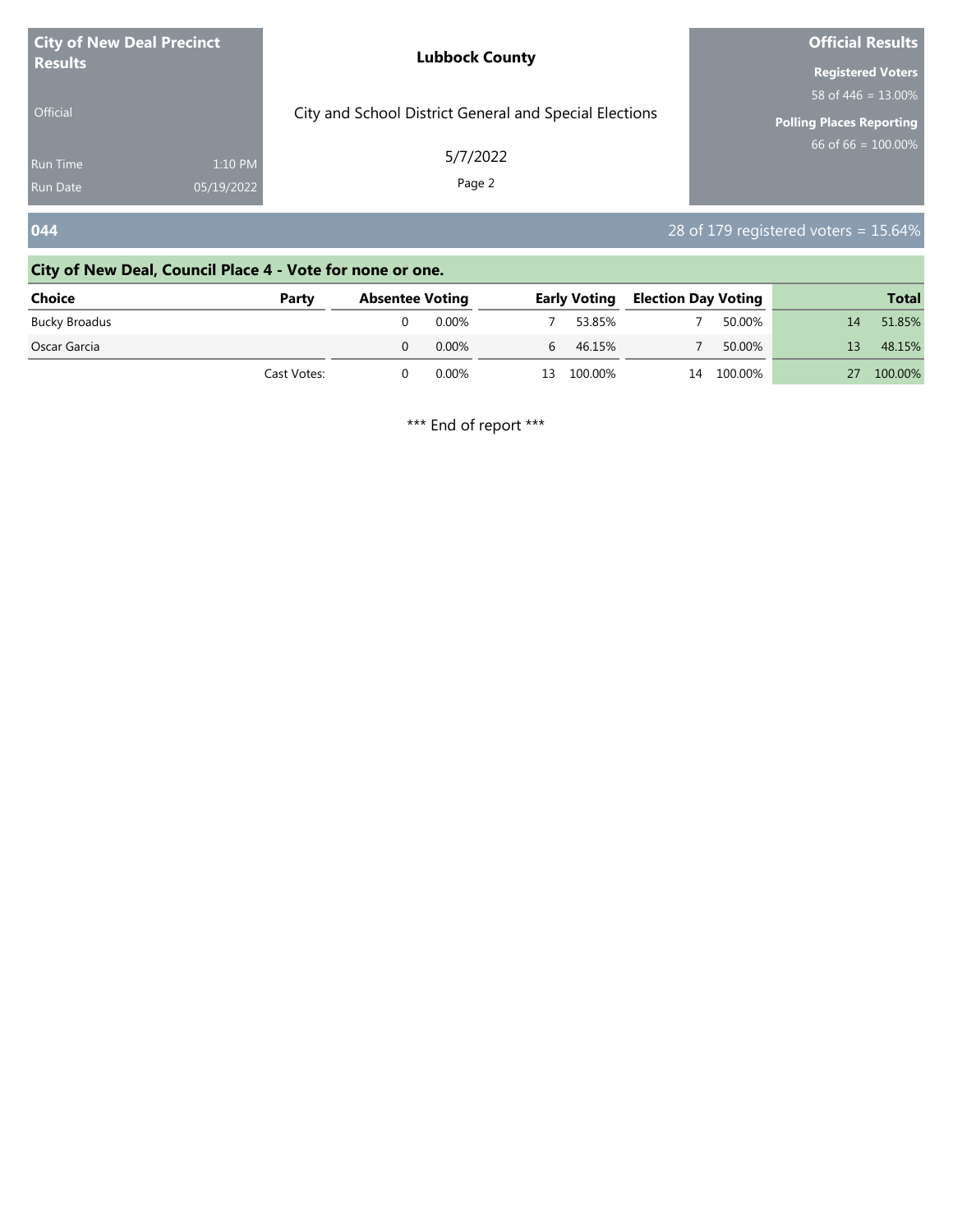**City of New Deal Precinct Results**

Official

Run Time 1:10 PM

Run Date 05/19/2022

**Lubbock County**

City and School District General and Special Elections

5/7/2022

**Official Results**

**Registered Voters**

58 of 446 = 13.00%

**Polling Places Reporting**

66 of 66 = 100.00%

## 044

28 of 179 registered voters = 15.64%

### City of New Deal, Council Place 4 - Vote for none or one.

| Choice | Party | Absentee Voting | | Early Voting | | Election Day Voting | | Total | |
|---|---|---|---|---|---|---|---|---|---|
| Bucky Broadus | | 0 | 0.00% | 7 | 53.85% | 7 | 50.00% | 14 | 51.85% |
| Oscar Garcia | | 0 | 0.00% | 6 | 46.15% | 7 | 50.00% | 13 | 48.15% |
| | Cast Votes: | 0 | 0.00% | 13 | 100.00% | 14 | 100.00% | 27 | 100.00% |

*** End of report ***